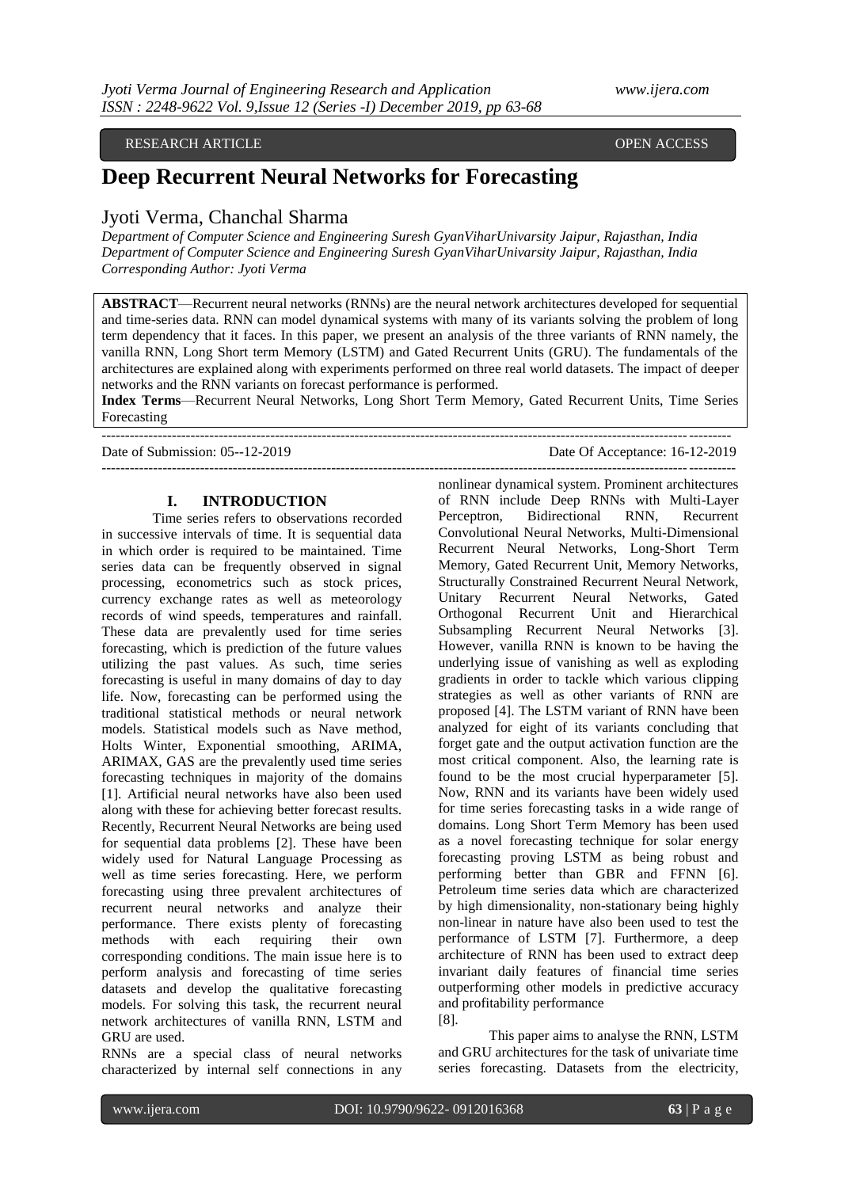RESEARCH ARTICLE OPEN ACCESS

# Deep Recurrent Neural Networks for Forecasting

## Jyoti Verma, Chanchal Sharma

*Department of Computer Science and Engineering Suresh GyanViharUnivarsity Jaipur, Rajasthan, India*
*Department of Computer Science and Engineering Suresh GyanViharUnivarsity Jaipur, Rajasthan, India*
*Corresponding Author: Jyoti Verma*

**ABSTRACT**—Recurrent neural networks (RNNs) are the neural network architectures developed for sequential and time-series data. RNN can model dynamical systems with many of its variants solving the problem of long term dependency that it faces. In this paper, we present an analysis of the three variants of RNN namely, the vanilla RNN, Long Short term Memory (LSTM) and Gated Recurrent Units (GRU). The fundamentals of the architectures are explained along with experiments performed on three real world datasets. The impact of deeper networks and the RNN variants on forecast performance is performed.

**Index Terms**—Recurrent Neural Networks, Long Short Term Memory, Gated Recurrent Units, Time Series Forecasting

---

Date of Submission: 05--12-2019 Date Of Acceptance: 16-12-2019

---

## I. INTRODUCTION

Time series refers to observations recorded in successive intervals of time. It is sequential data in which order is required to be maintained. Time series data can be frequently observed in signal processing, econometrics such as stock prices, currency exchange rates as well as meteorology records of wind speeds, temperatures and rainfall. These data are prevalently used for time series forecasting, which is prediction of the future values utilizing the past values. As such, time series forecasting is useful in many domains of day to day life. Now, forecasting can be performed using the traditional statistical methods or neural network models. Statistical models such as Nave method, Holts Winter, Exponential smoothing, ARIMA, ARIMAX, GAS are the prevalently used time series forecasting techniques in majority of the domains [1]. Artificial neural networks have also been used along with these for achieving better forecast results. Recently, Recurrent Neural Networks are being used for sequential data problems [2]. These have been widely used for Natural Language Processing as well as time series forecasting. Here, we perform forecasting using three prevalent architectures of recurrent neural networks and analyze their performance. There exists plenty of forecasting methods with each requiring their own corresponding conditions. The main issue here is to perform analysis and forecasting of time series datasets and develop the qualitative forecasting models. For solving this task, the recurrent neural network architectures of vanilla RNN, LSTM and GRU are used.

RNNs are a special class of neural networks characterized by internal self connections in any nonlinear dynamical system. Prominent architectures of RNN include Deep RNNs with Multi-Layer Perceptron, Bidirectional RNN, Recurrent Convolutional Neural Networks, Multi-Dimensional Recurrent Neural Networks, Long-Short Term Memory, Gated Recurrent Unit, Memory Networks, Structurally Constrained Recurrent Neural Network, Unitary Recurrent Neural Networks, Gated Orthogonal Recurrent Unit and Hierarchical Subsampling Recurrent Neural Networks [3]. However, vanilla RNN is known to be having the underlying issue of vanishing as well as exploding gradients in order to tackle which various clipping strategies as well as other variants of RNN are proposed [4]. The LSTM variant of RNN have been analyzed for eight of its variants concluding that forget gate and the output activation function are the most critical component. Also, the learning rate is found to be the most crucial hyperparameter [5]. Now, RNN and its variants have been widely used for time series forecasting tasks in a wide range of domains. Long Short Term Memory has been used as a novel forecasting technique for solar energy forecasting proving LSTM as being robust and performing better than GBR and FFNN [6]. Petroleum time series data which are characterized by high dimensionality, non-stationary being highly non-linear in nature have also been used to test the performance of LSTM [7]. Furthermore, a deep architecture of RNN has been used to extract deep invariant daily features of financial time series outperforming other models in predictive accuracy and profitability performance [8].

This paper aims to analyse the RNN, LSTM and GRU architectures for the task of univariate time series forecasting. Datasets from the electricity,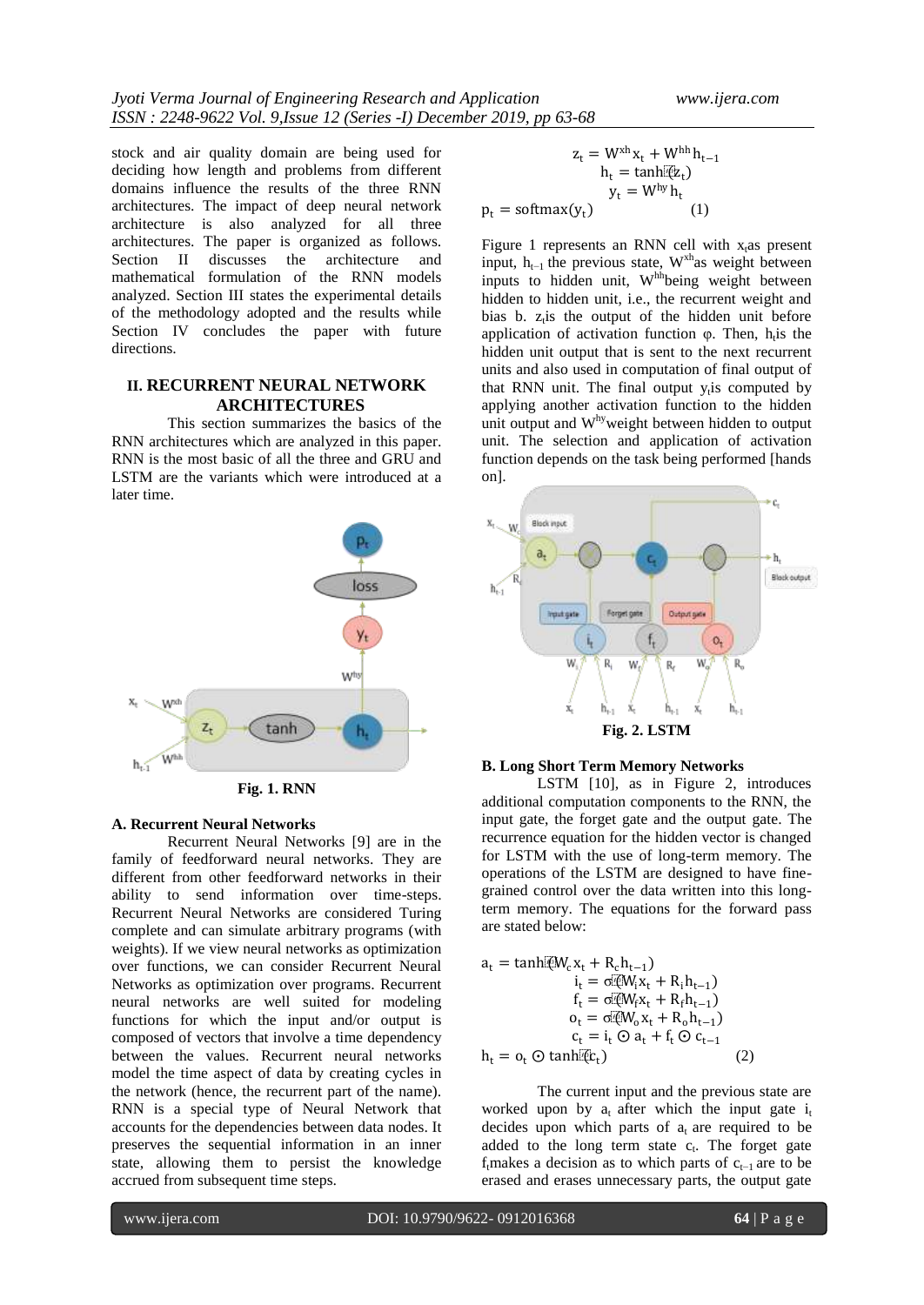stock and air quality domain are being used for deciding how length and problems from different domains influence the results of the three RNN architectures. The impact of deep neural network architecture is also analyzed for all three architectures. The paper is organized as follows. Section II discusses the architecture and mathematical formulation of the RNN models analyzed. Section III states the experimental details of the methodology adopted and the results while Section IV concludes the paper with future directions.

## II. RECURRENT NEURAL NETWORK ARCHITECTURES

This section summarizes the basics of the RNN architectures which are analyzed in this paper. RNN is the most basic of all the three and GRU and LSTM are the variants which were introduced at a later time.

Fig. 1. RNN

### A. Recurrent Neural Networks

Recurrent Neural Networks [9] are in the family of feedforward neural networks. They are different from other feedforward networks in their ability to send information over time-steps. Recurrent Neural Networks are considered Turing complete and can simulate arbitrary programs (with weights). If we view neural networks as optimization over functions, we can consider Recurrent Neural Networks as optimization over programs. Recurrent neural networks are well suited for modeling functions for which the input and/or output is composed of vectors that involve a time dependency between the values. Recurrent neural networks model the time aspect of data by creating cycles in the network (hence, the recurrent part of the name). RNN is a special type of Neural Network that accounts for the dependencies between data nodes. It preserves the sequential information in an inner state, allowing them to persist the knowledge accrued from subsequent time steps.

$$
\begin{aligned}
z_t &= W^{xh} x_t + W^{hh} h_{t-1} \\
h_t &= \tanh(z_t) \\
y_t &= W^{hy} h_t \\
p_t &= \mathrm{softmax}(y_t)
\end{aligned}
\tag{1}
$$

Figure 1 represents an RNN cell with $x_t$ as present input, $h_{t-1}$ the previous state, $W^{xh}$ as weight between inputs to hidden unit, $W^{hh}$ being weight between hidden to hidden unit, i.e., the recurrent weight and bias b. $z_t$ is the output of the hidden unit before application of activation function φ. Then, $h_t$ is the hidden unit output that is sent to the next recurrent units and also used in computation of final output of that RNN unit. The final output $y_t$ is computed by applying another activation function to the hidden unit output and $W^{hy}$ weight between hidden to output unit. The selection and application of activation function depends on the task being performed [hands on].

Fig. 2. LSTM

### B. Long Short Term Memory Networks

LSTM [10], as in Figure 2, introduces additional computation components to the RNN, the input gate, the forget gate and the output gate. The recurrence equation for the hidden vector is changed for LSTM with the use of long-term memory. The operations of the LSTM are designed to have fine-grained control over the data written into this long-term memory. The equations for the forward pass are stated below:

$$
\begin{aligned}
a_t &= \tanh(W_c x_t + R_c h_{t-1}) \\
i_t &= \sigma(W_i x_t + R_i h_{t-1}) \\
f_t &= \sigma(W_f x_t + R_f h_{t-1}) \\
o_t &= \sigma(W_o x_t + R_o h_{t-1}) \\
c_t &= i_t \odot a_t + f_t \odot c_{t-1} \\
h_t &= o_t \odot \tanh(c_t)
\end{aligned}
\tag{2}
$$

The current input and the previous state are worked upon by $a_t$ after which the input gate $i_t$ decides upon which parts of $a_t$ are required to be added to the long term state $c_t$. The forget gate $f_t$ makes a decision as to which parts of $c_{t-1}$ are to be erased and erases unnecessary parts, the output gate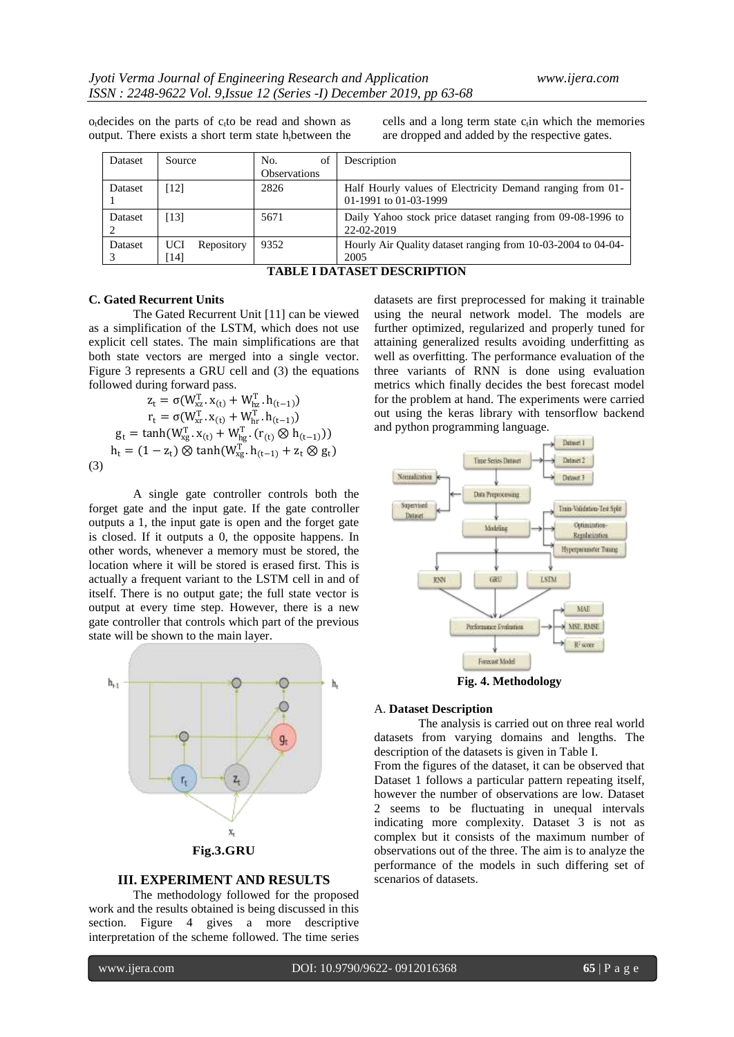$o_t$ decides on the parts of $c_t$ to be read and shown as output. There exists a short term state $h_t$ between the cells and a long term state $c_t$ in which the memories are dropped and added by the respective gates.

| Dataset | Source | No. of Observations | Description |
|---|---|---|---|
| Dataset 1 | [12] | 2826 | Half Hourly values of Electricity Demand ranging from 01-01-1991 to 01-03-1999 |
| Dataset 2 | [13] | 5671 | Daily Yahoo stock price dataset ranging from 09-08-1996 to 22-02-2019 |
| Dataset 3 | UCI Repository [14] | 9352 | Hourly Air Quality dataset ranging from 10-03-2004 to 04-04-2005 |

**TABLE I DATASET DESCRIPTION**

### C. Gated Recurrent Units

The Gated Recurrent Unit [11] can be viewed as a simplification of the LSTM, which does not use explicit cell states. The main simplifications are that both state vectors are merged into a single vector. Figure 3 represents a GRU cell and (3) the equations followed during forward pass.

$$z_t = \sigma(W_{xz}^T . x_{(t)} + W_{hz}^T . h_{(t-1)})$$
$$r_t = \sigma(W_{xr}^T . x_{(t)} + W_{hr}^T . h_{(t-1)})$$
$$g_t = \tanh(W_{xg}^T . x_{(t)} + W_{hg}^T . (r_{(t)} \otimes h_{(t-1)}))$$
$$h_t = (1 - z_t) \otimes \tanh(W_{xg}^T . h_{(t-1)} + z_t \otimes g_t)$$
(3)

A single gate controller controls both the forget gate and the input gate. If the gate controller outputs a 1, the input gate is open and the forget gate is closed. If it outputs a 0, the opposite happens. In other words, whenever a memory must be stored, the location where it will be stored is erased first. This is actually a frequent variant to the LSTM cell in and of itself. There is no output gate; the full state vector is output at every time step. However, there is a new gate controller that controls which part of the previous state will be shown to the main layer.

**Fig.3.GRU**

## III. EXPERIMENT AND RESULTS

The methodology followed for the proposed work and the results obtained is being discussed in this section. Figure 4 gives a more descriptive interpretation of the scheme followed. The time series datasets are first preprocessed for making it trainable using the neural network model. The models are further optimized, regularized and properly tuned for attaining generalized results avoiding underfitting as well as overfitting. The performance evaluation of the three variants of RNN is done using evaluation metrics which finally decides the best forecast model for the problem at hand. The experiments were carried out using the keras library with tensorflow backend and python programming language.

**Fig. 4. Methodology**

### A. Dataset Description

The analysis is carried out on three real world datasets from varying domains and lengths. The description of the datasets is given in Table I.

From the figures of the dataset, it can be observed that Dataset 1 follows a particular pattern repeating itself, however the number of observations are low. Dataset 2 seems to be fluctuating in unequal intervals indicating more complexity. Dataset 3 is not as complex but it consists of the maximum number of observations out of the three. The aim is to analyze the performance of the models in such differing set of scenarios of datasets.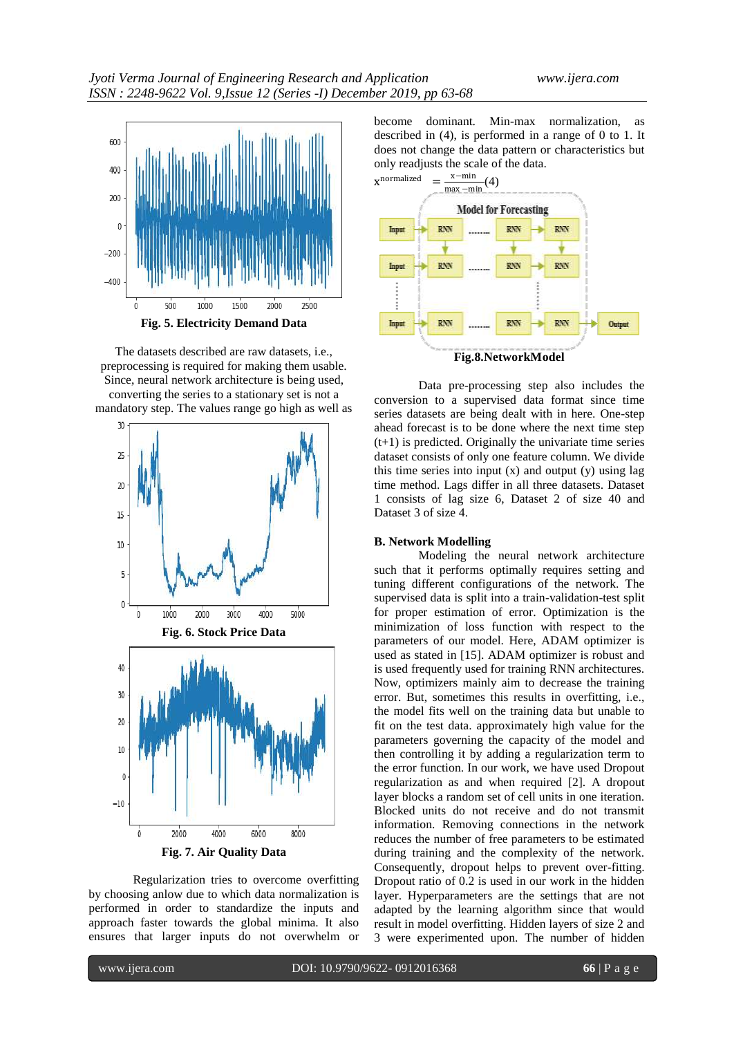Fig. 5. Electricity Demand Data

The datasets described are raw datasets, i.e., preprocessing is required for making them usable. Since, neural network architecture is being used, converting the series to a stationary set is not a mandatory step. The values range go high as well as

Fig. 6. Stock Price Data

Fig. 7. Air Quality Data

Regularization tries to overcome overfitting by choosing anlow due to which data normalization is performed in order to standardize the inputs and approach faster towards the global minima. It also ensures that larger inputs do not overwhelm or become dominant. Min-max normalization, as described in (4), is performed in a range of 0 to 1. It does not change the data pattern or characteristics but only readjusts the scale of the data.

$$x^{normalized} = \frac{x - min}{max - min} \quad (4)$$

Fig.8.NetworkModel

Data pre-processing step also includes the conversion to a supervised data format since time series datasets are being dealt with in here. One-step ahead forecast is to be done where the next time step (t+1) is predicted. Originally the univariate time series dataset consists of only one feature column. We divide this time series into input (x) and output (y) using lag time method. Lags differ in all three datasets. Dataset 1 consists of lag size 6, Dataset 2 of size 40 and Dataset 3 of size 4.

### B. Network Modelling

Modeling the neural network architecture such that it performs optimally requires setting and tuning different configurations of the network. The supervised data is split into a train-validation-test split for proper estimation of error. Optimization is the minimization of loss function with respect to the parameters of our model. Here, ADAM optimizer is used as stated in [15]. ADAM optimizer is robust and is used frequently used for training RNN architectures. Now, optimizers mainly aim to decrease the training error. But, sometimes this results in overfitting, i.e., the model fits well on the training data but unable to fit on the test data. approximately high value for the parameters governing the capacity of the model and then controlling it by adding a regularization term to the error function. In our work, we have used Dropout regularization as and when required [2]. A dropout layer blocks a random set of cell units in one iteration. Blocked units do not receive and do not transmit information. Removing connections in the network reduces the number of free parameters to be estimated during training and the complexity of the network. Consequently, dropout helps to prevent over-fitting. Dropout ratio of 0.2 is used in our work in the hidden layer. Hyperparameters are the settings that are not adapted by the learning algorithm since that would result in model overfitting. Hidden layers of size 2 and 3 were experimented upon. The number of hidden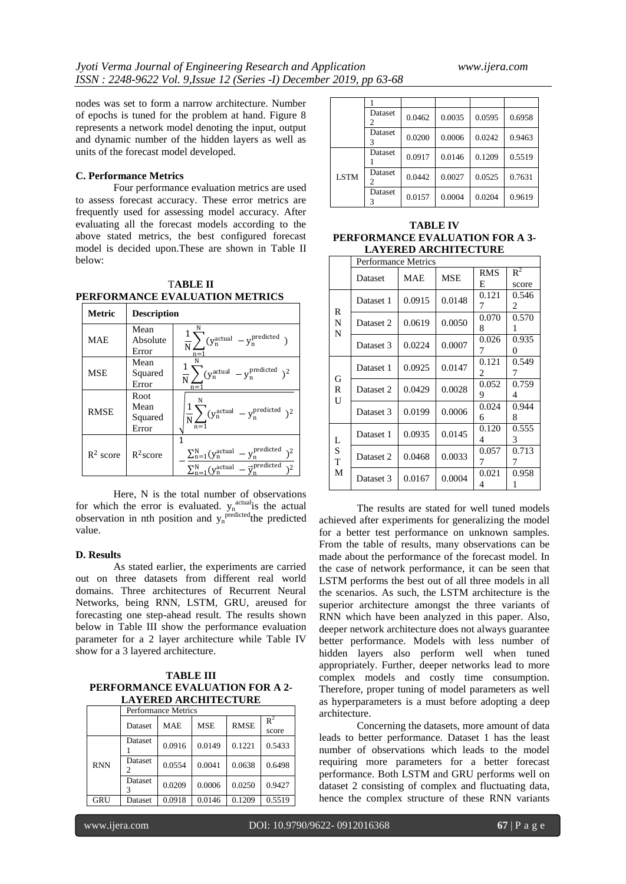nodes was set to form a narrow architecture. Number of epochs is tuned for the problem at hand. Figure 8 represents a network model denoting the input, output and dynamic number of the hidden layers as well as units of the forecast model developed.

### C. Performance Metrics

Four performance evaluation metrics are used to assess forecast accuracy. These error metrics are frequently used for assessing model accuracy. After evaluating all the forecast models according to the above stated metrics, the best configured forecast model is decided upon.These are shown in Table II below:

**TABLE II**
**PERFORMANCE EVALUATION METRICS**

| Metric | Description | |
|---|---|---|
| MAE | Mean Absolute Error | $\frac{1}{N}\sum_{n=1}^{N}(y_n^{actual} - y_n^{predicted})$ |
| MSE | Mean Squared Error | $\frac{1}{N}\sum_{n=1}^{N}(y_n^{actual} - y_n^{predicted})^2$ |
| RMSE | Root Mean Squared Error | $\sqrt{\frac{1}{N}\sum_{n=1}^{N}(y_n^{actual} - y_n^{predicted})^2}$ |
| $R^2$ score | $R^2$score | $1 - \frac{\sum_{n=1}^{N}(y_n^{actual} - y_n^{predicted})^2}{\sum_{n=1}^{N}(y_n^{actual} - \bar{y}_n^{predicted})^2}$ |

Here, N is the total number of observations for which the error is evaluated. $y_n^{actual}$ is the actual observation in nth position and $y_n^{predicted}$ the predicted value.

### D. Results

As stated earlier, the experiments are carried out on three datasets from different real world domains. Three architectures of Recurrent Neural Networks, being RNN, LSTM, GRU, areused for forecasting one step-ahead result. The results shown below in Table III show the performance evaluation parameter for a 2 layer architecture while Table IV show for a 3 layered architecture.

**TABLE III**
**PERFORMANCE EVALUATION FOR A 2-LAYERED ARCHITECTURE**

| | Performance Metrics | | | | |
|---|---|---|---|---|---|
| | Dataset | MAE | MSE | RMSE | $R^2$ score |
| RNN | Dataset 1 | 0.0916 | 0.0149 | 0.1221 | 0.5433 |
| | Dataset 2 | 0.0554 | 0.0041 | 0.0638 | 0.6498 |
| | Dataset 3 | 0.0209 | 0.0006 | 0.0250 | 0.9427 |
| GRU | Dataset 1 | 0.0918 | 0.0146 | 0.1209 | 0.5519 |
| | Dataset 2 | 0.0462 | 0.0035 | 0.0595 | 0.6958 |
| | Dataset 3 | 0.0200 | 0.0006 | 0.0242 | 0.9463 |
| LSTM | Dataset 1 | 0.0917 | 0.0146 | 0.1209 | 0.5519 |
| | Dataset 2 | 0.0442 | 0.0027 | 0.0525 | 0.7631 |
| | Dataset 3 | 0.0157 | 0.0004 | 0.0204 | 0.9619 |

**TABLE IV**
**PERFORMANCE EVALUATION FOR A 3-LAYERED ARCHITECTURE**

| | Performance Metrics | | | | |
|---|---|---|---|---|---|
| | Dataset | MAE | MSE | RMSE | $R^2$ score |
| RNN | Dataset 1 | 0.0915 | 0.0148 | 0.1217 | 0.5462 |
| | Dataset 2 | 0.0619 | 0.0050 | 0.0708 | 0.5701 |
| | Dataset 3 | 0.0224 | 0.0007 | 0.0267 | 0.9350 |
| GRU | Dataset 1 | 0.0925 | 0.0147 | 0.1212 | 0.5497 |
| | Dataset 2 | 0.0429 | 0.0028 | 0.0529 | 0.7594 |
| | Dataset 3 | 0.0199 | 0.0006 | 0.0246 | 0.9448 |
| LSTM | Dataset 1 | 0.0935 | 0.0145 | 0.1204 | 0.5553 |
| | Dataset 2 | 0.0468 | 0.0033 | 0.0577 | 0.7137 |
| | Dataset 3 | 0.0167 | 0.0004 | 0.0214 | 0.9581 |

The results are stated for well tuned models achieved after experiments for generalizing the model for a better test performance on unknown samples. From the table of results, many observations can be made about the performance of the forecast model. In the case of network performance, it can be seen that LSTM performs the best out of all three models in all the scenarios. As such, the LSTM architecture is the superior architecture amongst the three variants of RNN which have been analyzed in this paper. Also, deeper network architecture does not always guarantee better performance. Models with less number of hidden layers also perform well when tuned appropriately. Further, deeper networks lead to more complex models and costly time consumption. Therefore, proper tuning of model parameters as well as hyperparameters is a must before adopting a deep architecture.

Concerning the datasets, more amount of data leads to better performance. Dataset 1 has the least number of observations which leads to the model requiring more parameters for a better forecast performance. Both LSTM and GRU performs well on dataset 2 consisting of complex and fluctuating data, hence the complex structure of these RNN variants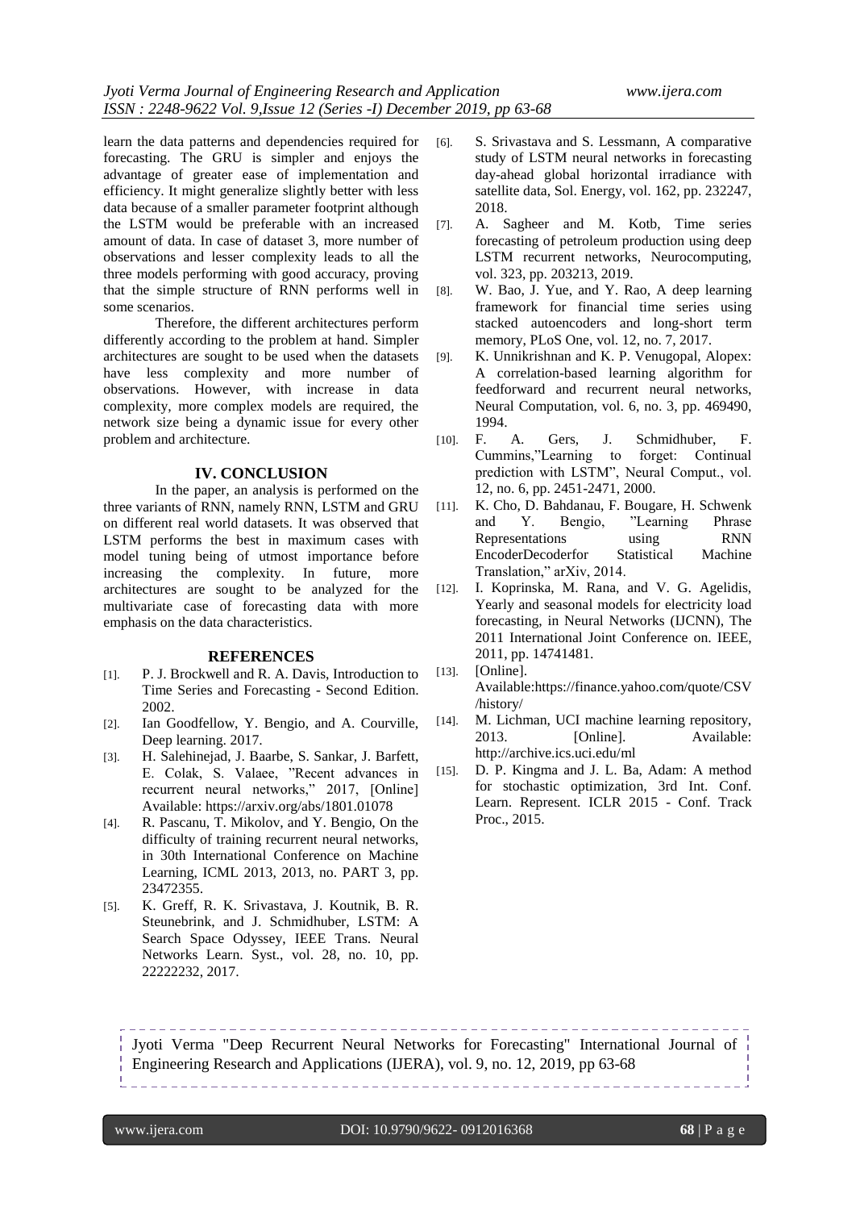learn the data patterns and dependencies required for forecasting. The GRU is simpler and enjoys the advantage of greater ease of implementation and efficiency. It might generalize slightly better with less data because of a smaller parameter footprint although the LSTM would be preferable with an increased amount of data. In case of dataset 3, more number of observations and lesser complexity leads to all the three models performing with good accuracy, proving that the simple structure of RNN performs well in some scenarios.

Therefore, the different architectures perform differently according to the problem at hand. Simpler architectures are sought to be used when the datasets have less complexity and more number of observations. However, with increase in data complexity, more complex models are required, the network size being a dynamic issue for every other problem and architecture.

## IV. CONCLUSION

In the paper, an analysis is performed on the three variants of RNN, namely RNN, LSTM and GRU on different real world datasets. It was observed that LSTM performs the best in maximum cases with model tuning being of utmost importance before increasing the complexity. In future, more architectures are sought to be analyzed for the multivariate case of forecasting data with more emphasis on the data characteristics.

## REFERENCES

[1]. P. J. Brockwell and R. A. Davis, Introduction to Time Series and Forecasting - Second Edition. 2002.

[2]. Ian Goodfellow, Y. Bengio, and A. Courville, Deep learning. 2017.

[3]. H. Salehinejad, J. Baarbe, S. Sankar, J. Barfett, E. Colak, S. Valaee, "Recent advances in recurrent neural networks," 2017, [Online] Available: https://arxiv.org/abs/1801.01078

[4]. R. Pascanu, T. Mikolov, and Y. Bengio, On the difficulty of training recurrent neural networks, in 30th International Conference on Machine Learning, ICML 2013, 2013, no. PART 3, pp. 23472355.

[5]. K. Greff, R. K. Srivastava, J. Koutnik, B. R. Steunebrink, and J. Schmidhuber, LSTM: A Search Space Odyssey, IEEE Trans. Neural Networks Learn. Syst., vol. 28, no. 10, pp. 22222232, 2017.

[6]. S. Srivastava and S. Lessmann, A comparative study of LSTM neural networks in forecasting day-ahead global horizontal irradiance with satellite data, Sol. Energy, vol. 162, pp. 232247, 2018.

[7]. A. Sagheer and M. Kotb, Time series forecasting of petroleum production using deep LSTM recurrent networks, Neurocomputing, vol. 323, pp. 203213, 2019.

[8]. W. Bao, J. Yue, and Y. Rao, A deep learning framework for financial time series using stacked autoencoders and long-short term memory, PLoS One, vol. 12, no. 7, 2017.

[9]. K. Unnikrishnan and K. P. Venugopal, Alopex: A correlation-based learning algorithm for feedforward and recurrent neural networks, Neural Computation, vol. 6, no. 3, pp. 469490, 1994.

[10]. F. A. Gers, J. Schmidhuber, F. Cummins,"Learning to forget: Continual prediction with LSTM", Neural Comput., vol. 12, no. 6, pp. 2451-2471, 2000.

[11]. K. Cho, D. Bahdanau, F. Bougare, H. Schwenk and Y. Bengio, "Learning Phrase Representations using RNN EncoderDecoderfor Statistical Machine Translation," arXiv, 2014.

[12]. I. Koprinska, M. Rana, and V. G. Agelidis, Yearly and seasonal models for electricity load forecasting, in Neural Networks (IJCNN), The 2011 International Joint Conference on. IEEE, 2011, pp. 14741481.

[13]. [Online]. Available:https://finance.yahoo.com/quote/CSV/history/

[14]. M. Lichman, UCI machine learning repository, 2013. [Online]. Available: http://archive.ics.uci.edu/ml

[15]. D. P. Kingma and J. L. Ba, Adam: A method for stochastic optimization, 3rd Int. Conf. Learn. Represent. ICLR 2015 - Conf. Track Proc., 2015.

Jyoti Verma "Deep Recurrent Neural Networks for Forecasting" International Journal of Engineering Research and Applications (IJERA), vol. 9, no. 12, 2019, pp 63-68